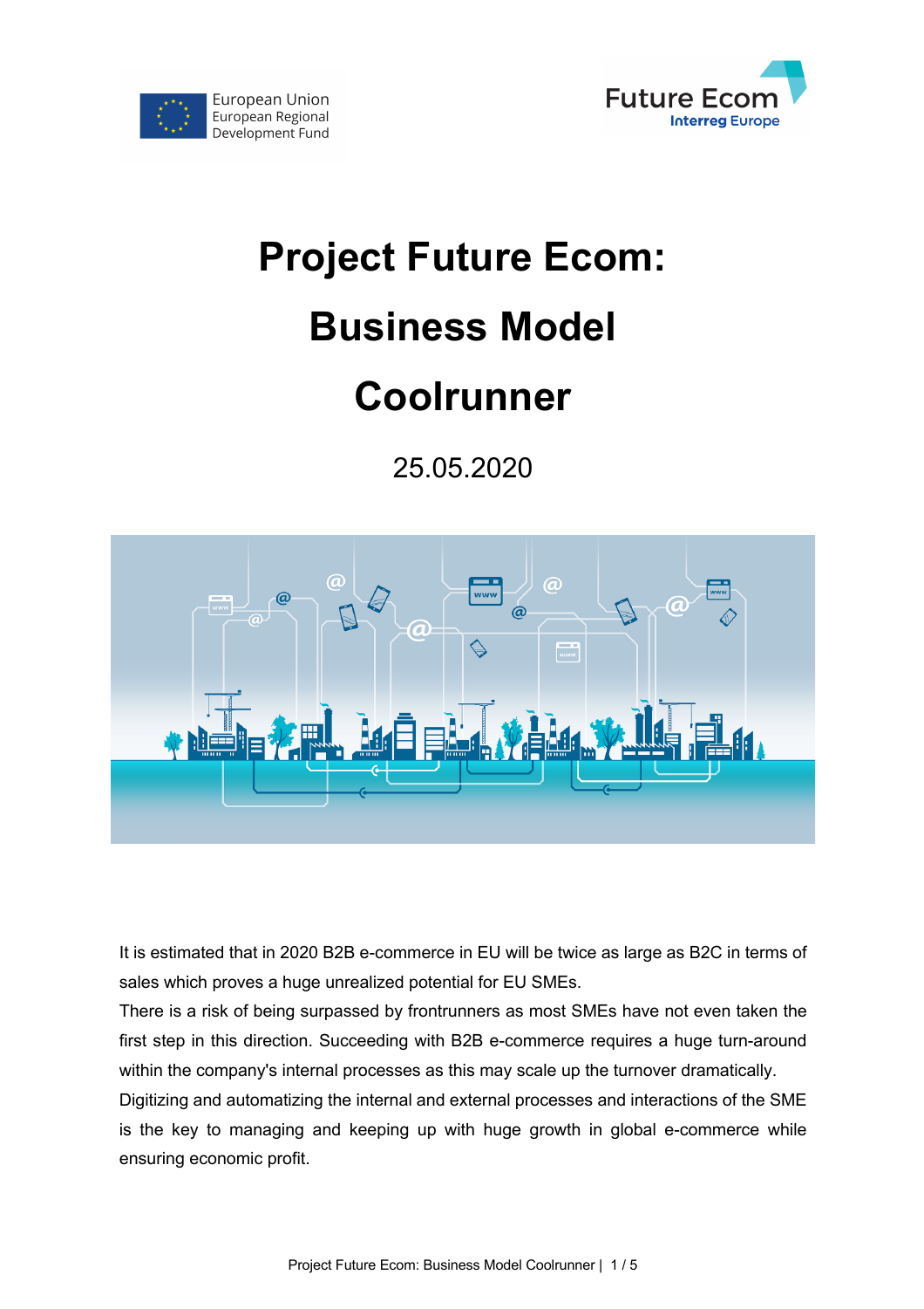# Project Future Ecom: Business Model Coolrunner

25.05.2020

It is estimated that in 2020 B2B e-commerce in EU will be twice as large as B2C in terms of sales which proves a huge unrealized potential for EU SMEs.

There is a risk of being surpassed by frontrunners as most SMEs have not even taken the first step in this direction. Succeeding with B2B e-commerce requires a huge turn-around within the company's internal processes as this may scale up the turnover dramatically.

Digitizing and automatizing the internal and external processes and interactions of the SME is the key to managing and keeping up with huge growth in global e-commerce while ensuring economic profit.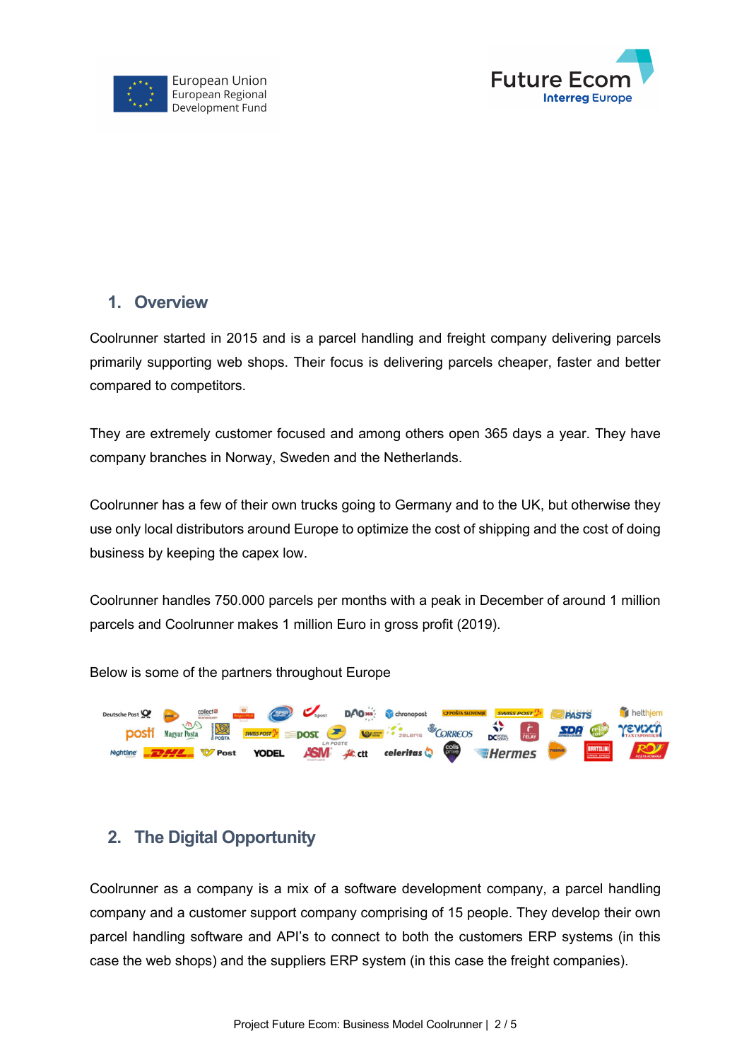## 1. Overview

Coolrunner started in 2015 and is a parcel handling and freight company delivering parcels primarily supporting web shops. Their focus is delivering parcels cheaper, faster and better compared to competitors.

They are extremely customer focused and among others open 365 days a year. They have company branches in Norway, Sweden and the Netherlands.

Coolrunner has a few of their own trucks going to Germany and to the UK, but otherwise they use only local distributors around Europe to optimize the cost of shipping and the cost of doing business by keeping the capex low.

Coolrunner handles 750.000 parcels per months with a peak in December of around 1 million parcels and Coolrunner makes 1 million Euro in gross profit (2019).

Below is some of the partners throughout Europe

## 2. The Digital Opportunity

Coolrunner as a company is a mix of a software development company, a parcel handling company and a customer support company comprising of 15 people. They develop their own parcel handling software and API's to connect to both the customers ERP systems (in this case the web shops) and the suppliers ERP system (in this case the freight companies).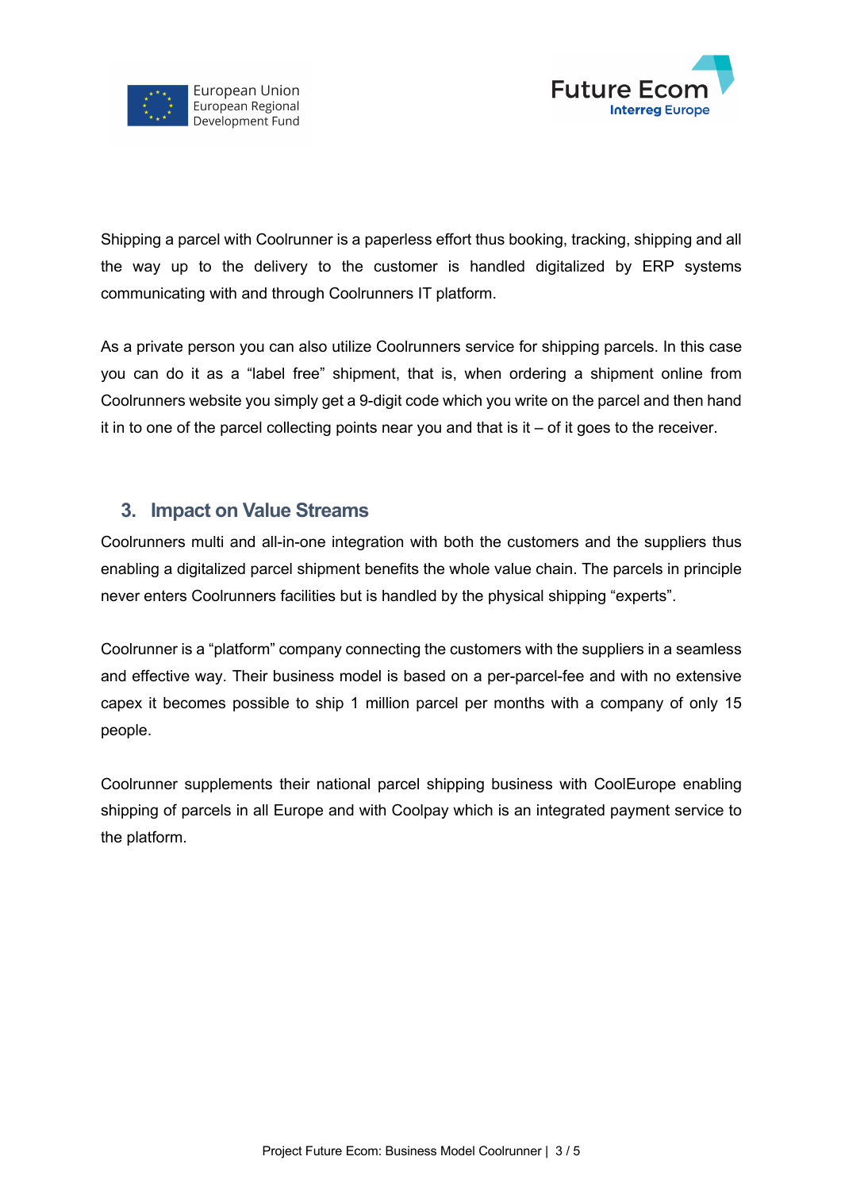Shipping a parcel with Coolrunner is a paperless effort thus booking, tracking, shipping and all the way up to the delivery to the customer is handled digitalized by ERP systems communicating with and through Coolrunners IT platform.

As a private person you can also utilize Coolrunners service for shipping parcels. In this case you can do it as a “label free” shipment, that is, when ordering a shipment online from Coolrunners website you simply get a 9-digit code which you write on the parcel and then hand it in to one of the parcel collecting points near you and that is it – of it goes to the receiver.

## 3. Impact on Value Streams

Coolrunners multi and all-in-one integration with both the customers and the suppliers thus enabling a digitalized parcel shipment benefits the whole value chain. The parcels in principle never enters Coolrunners facilities but is handled by the physical shipping “experts”.

Coolrunner is a “platform” company connecting the customers with the suppliers in a seamless and effective way. Their business model is based on a per-parcel-fee and with no extensive capex it becomes possible to ship 1 million parcel per months with a company of only 15 people.

Coolrunner supplements their national parcel shipping business with CoolEurope enabling shipping of parcels in all Europe and with Coolpay which is an integrated payment service to the platform.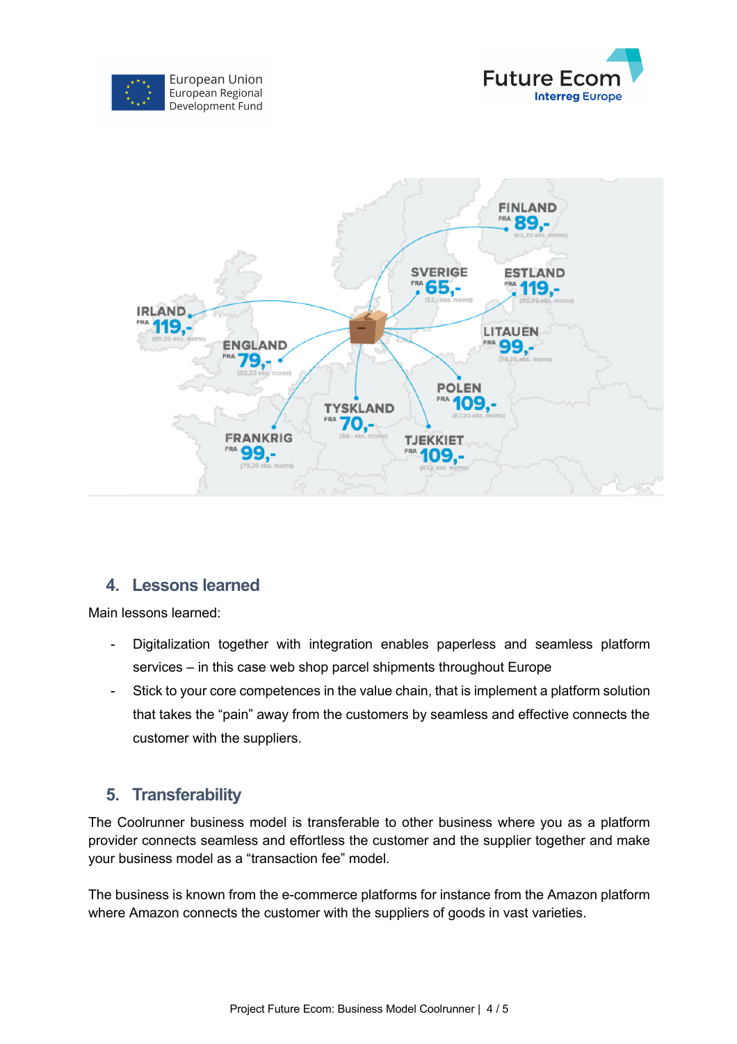## 4. Lessons learned

Main lessons learned:

- Digitalization together with integration enables paperless and seamless platform services – in this case web shop parcel shipments throughout Europe
- Stick to your core competences in the value chain, that is implement a platform solution that takes the "pain" away from the customers by seamless and effective connects the customer with the suppliers.

## 5. Transferability

The Coolrunner business model is transferable to other business where you as a platform provider connects seamless and effortless the customer and the supplier together and make your business model as a "transaction fee" model.

The business is known from the e-commerce platforms for instance from the Amazon platform where Amazon connects the customer with the suppliers of goods in vast varieties.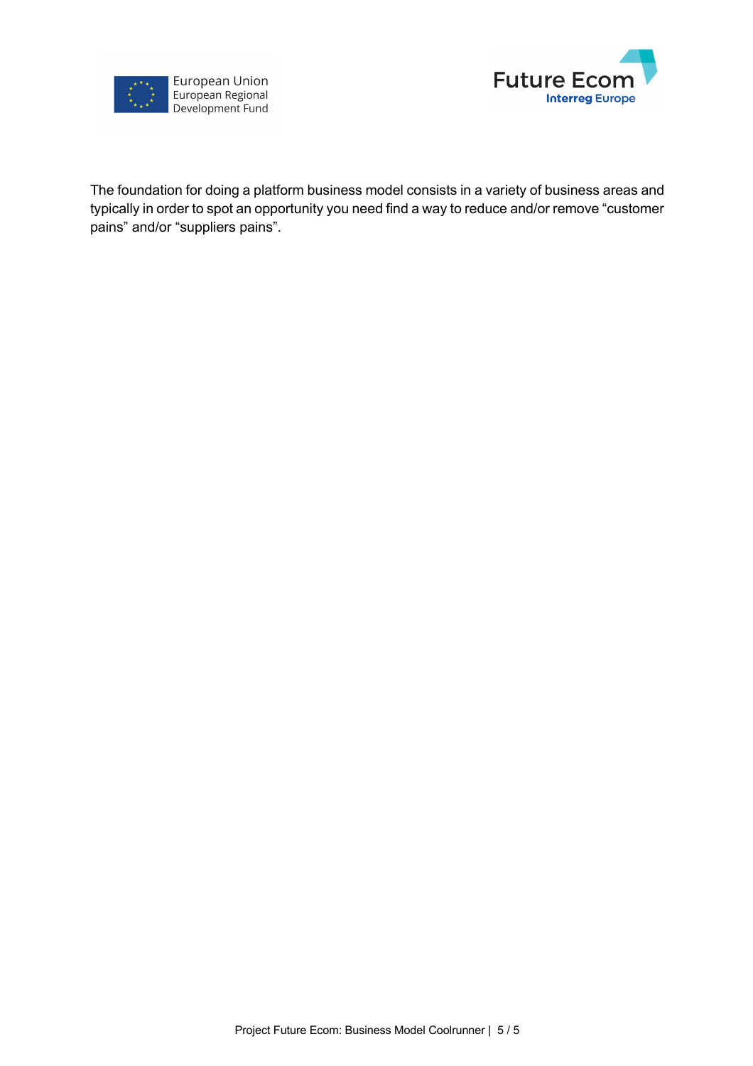The foundation for doing a platform business model consists in a variety of business areas and typically in order to spot an opportunity you need find a way to reduce and/or remove “customer pains” and/or “suppliers pains”.